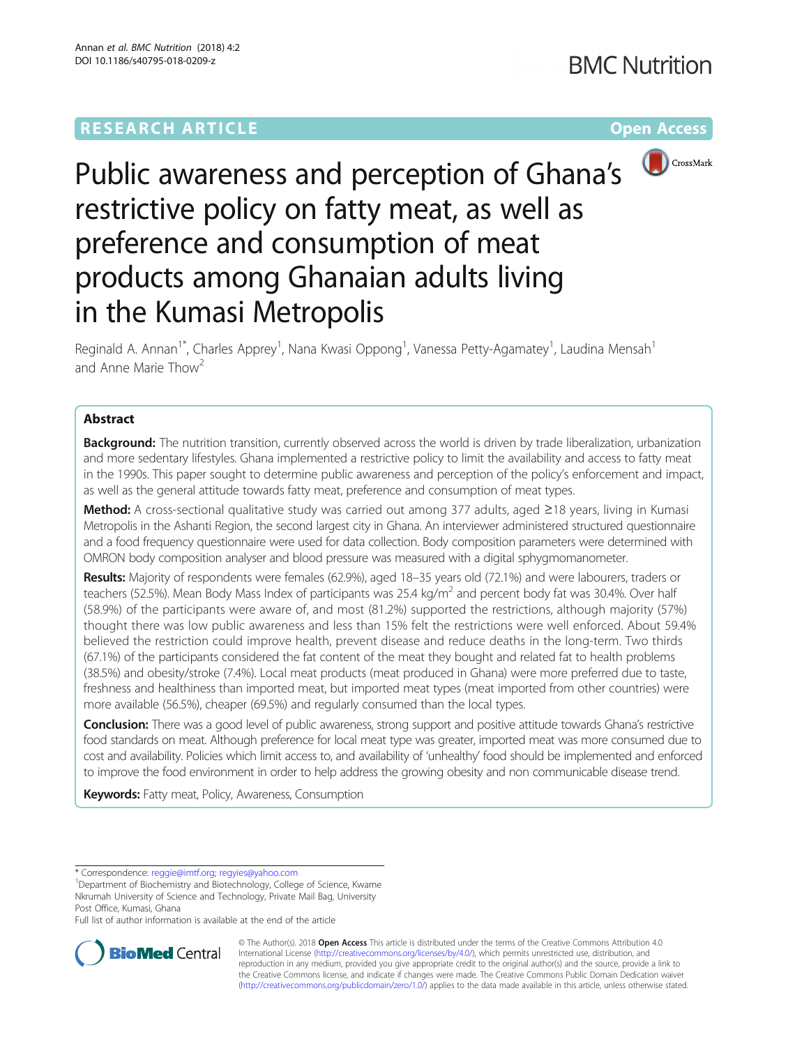RESEARCH ARTICLE

Open Access

# Public awareness and perception of Ghana's restrictive policy on fatty meat, as well as preference and consumption of meat products among Ghanaian adults living in the Kumasi Metropolis

Reginald A. Annan[1*], Charles Apprey[1], Nana Kwasi Oppong[1], Vanessa Petty-Agamatey[1], Laudina Mensah[1] and Anne Marie Thow[2]

## Abstract

**Background:** The nutrition transition, currently observed across the world is driven by trade liberalization, urbanization and more sedentary lifestyles. Ghana implemented a restrictive policy to limit the availability and access to fatty meat in the 1990s. This paper sought to determine public awareness and perception of the policy's enforcement and impact, as well as the general attitude towards fatty meat, preference and consumption of meat types.

**Method:** A cross-sectional qualitative study was carried out among 377 adults, aged ≥18 years, living in Kumasi Metropolis in the Ashanti Region, the second largest city in Ghana. An interviewer administered structured questionnaire and a food frequency questionnaire were used for data collection. Body composition parameters were determined with OMRON body composition analyser and blood pressure was measured with a digital sphygmomanometer.

**Results:** Majority of respondents were females (62.9%), aged 18–35 years old (72.1%) and were labourers, traders or teachers (52.5%). Mean Body Mass Index of participants was 25.4 kg/m$^2$ and percent body fat was 30.4%. Over half (58.9%) of the participants were aware of, and most (81.2%) supported the restrictions, although majority (57%) thought there was low public awareness and less than 15% felt the restrictions were well enforced. About 59.4% believed the restriction could improve health, prevent disease and reduce deaths in the long-term. Two thirds (67.1%) of the participants considered the fat content of the meat they bought and related fat to health problems (38.5%) and obesity/stroke (7.4%). Local meat products (meat produced in Ghana) were more preferred due to taste, freshness and healthiness than imported meat, but imported meat types (meat imported from other countries) were more available (56.5%), cheaper (69.5%) and regularly consumed than the local types.

**Conclusion:** There was a good level of public awareness, strong support and positive attitude towards Ghana's restrictive food standards on meat. Although preference for local meat type was greater, imported meat was more consumed due to cost and availability. Policies which limit access to, and availability of 'unhealthy' food should be implemented and enforced to improve the food environment in order to help address the growing obesity and non communicable disease trend.

**Keywords:** Fatty meat, Policy, Awareness, Consumption

---

* Correspondence: reggie@imtf.org; regyies@yahoo.com
[1]Department of Biochemistry and Biotechnology, College of Science, Kwame Nkrumah University of Science and Technology, Private Mail Bag, University Post Office, Kumasi, Ghana
Full list of author information is available at the end of the article

© The Author(s). 2018 **Open Access** This article is distributed under the terms of the Creative Commons Attribution 4.0 International License (http://creativecommons.org/licenses/by/4.0/), which permits unrestricted use, distribution, and reproduction in any medium, provided you give appropriate credit to the original author(s) and the source, provide a link to the Creative Commons license, and indicate if changes were made. The Creative Commons Public Domain Dedication waiver (http://creativecommons.org/publicdomain/zero/1.0/) applies to the data made available in this article, unless otherwise stated.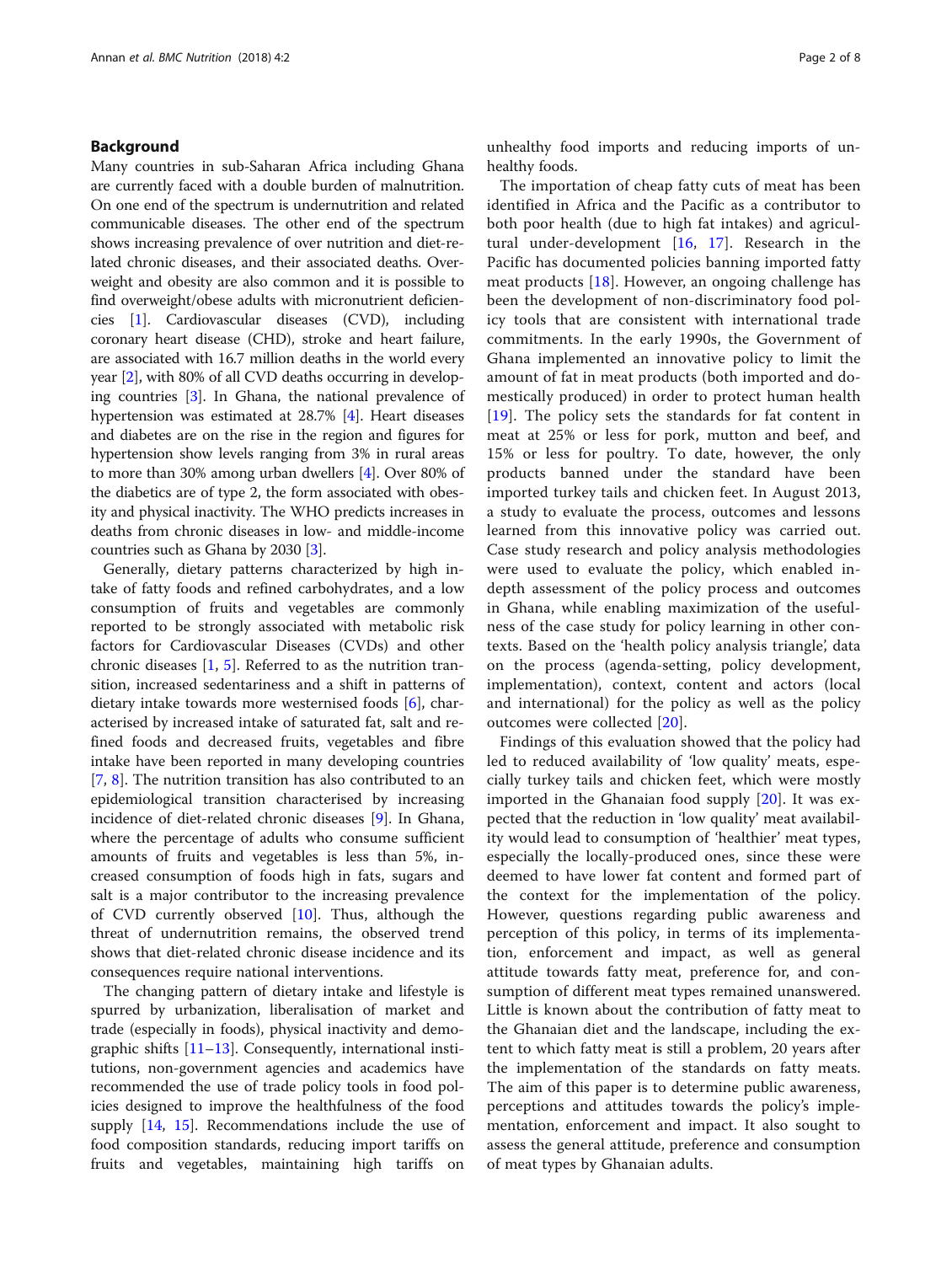## Background

Many countries in sub-Saharan Africa including Ghana are currently faced with a double burden of malnutrition. On one end of the spectrum is undernutrition and related communicable diseases. The other end of the spectrum shows increasing prevalence of over nutrition and diet-related chronic diseases, and their associated deaths. Overweight and obesity are also common and it is possible to find overweight/obese adults with micronutrient deficiencies [1]. Cardiovascular diseases (CVD), including coronary heart disease (CHD), stroke and heart failure, are associated with 16.7 million deaths in the world every year [2], with 80% of all CVD deaths occurring in developing countries [3]. In Ghana, the national prevalence of hypertension was estimated at 28.7% [4]. Heart diseases and diabetes are on the rise in the region and figures for hypertension show levels ranging from 3% in rural areas to more than 30% among urban dwellers [4]. Over 80% of the diabetics are of type 2, the form associated with obesity and physical inactivity. The WHO predicts increases in deaths from chronic diseases in low- and middle-income countries such as Ghana by 2030 [3].

Generally, dietary patterns characterized by high intake of fatty foods and refined carbohydrates, and a low consumption of fruits and vegetables are commonly reported to be strongly associated with metabolic risk factors for Cardiovascular Diseases (CVDs) and other chronic diseases [1, 5]. Referred to as the nutrition transition, increased sedentariness and a shift in patterns of dietary intake towards more westernised foods [6], characterised by increased intake of saturated fat, salt and refined foods and decreased fruits, vegetables and fibre intake have been reported in many developing countries [7, 8]. The nutrition transition has also contributed to an epidemiological transition characterised by increasing incidence of diet-related chronic diseases [9]. In Ghana, where the percentage of adults who consume sufficient amounts of fruits and vegetables is less than 5%, increased consumption of foods high in fats, sugars and salt is a major contributor to the increasing prevalence of CVD currently observed [10]. Thus, although the threat of undernutrition remains, the observed trend shows that diet-related chronic disease incidence and its consequences require national interventions.

The changing pattern of dietary intake and lifestyle is spurred by urbanization, liberalisation of market and trade (especially in foods), physical inactivity and demographic shifts [11–13]. Consequently, international institutions, non-government agencies and academics have recommended the use of trade policy tools in food policies designed to improve the healthfulness of the food supply [14, 15]. Recommendations include the use of food composition standards, reducing import tariffs on fruits and vegetables, maintaining high tariffs on unhealthy food imports and reducing imports of unhealthy foods.

The importation of cheap fatty cuts of meat has been identified in Africa and the Pacific as a contributor to both poor health (due to high fat intakes) and agricultural under-development [16, 17]. Research in the Pacific has documented policies banning imported fatty meat products [18]. However, an ongoing challenge has been the development of non-discriminatory food policy tools that are consistent with international trade commitments. In the early 1990s, the Government of Ghana implemented an innovative policy to limit the amount of fat in meat products (both imported and domestically produced) in order to protect human health [19]. The policy sets the standards for fat content in meat at 25% or less for pork, mutton and beef, and 15% or less for poultry. To date, however, the only products banned under the standard have been imported turkey tails and chicken feet. In August 2013, a study to evaluate the process, outcomes and lessons learned from this innovative policy was carried out. Case study research and policy analysis methodologies were used to evaluate the policy, which enabled in-depth assessment of the policy process and outcomes in Ghana, while enabling maximization of the usefulness of the case study for policy learning in other contexts. Based on the 'health policy analysis triangle', data on the process (agenda-setting, policy development, implementation), context, content and actors (local and international) for the policy as well as the policy outcomes were collected [20].

Findings of this evaluation showed that the policy had led to reduced availability of 'low quality' meats, especially turkey tails and chicken feet, which were mostly imported in the Ghanaian food supply [20]. It was expected that the reduction in 'low quality' meat availability would lead to consumption of 'healthier' meat types, especially the locally-produced ones, since these were deemed to have lower fat content and formed part of the context for the implementation of the policy. However, questions regarding public awareness and perception of this policy, in terms of its implementation, enforcement and impact, as well as general attitude towards fatty meat, preference for, and consumption of different meat types remained unanswered. Little is known about the contribution of fatty meat to the Ghanaian diet and the landscape, including the extent to which fatty meat is still a problem, 20 years after the implementation of the standards on fatty meats. The aim of this paper is to determine public awareness, perceptions and attitudes towards the policy's implementation, enforcement and impact. It also sought to assess the general attitude, preference and consumption of meat types by Ghanaian adults.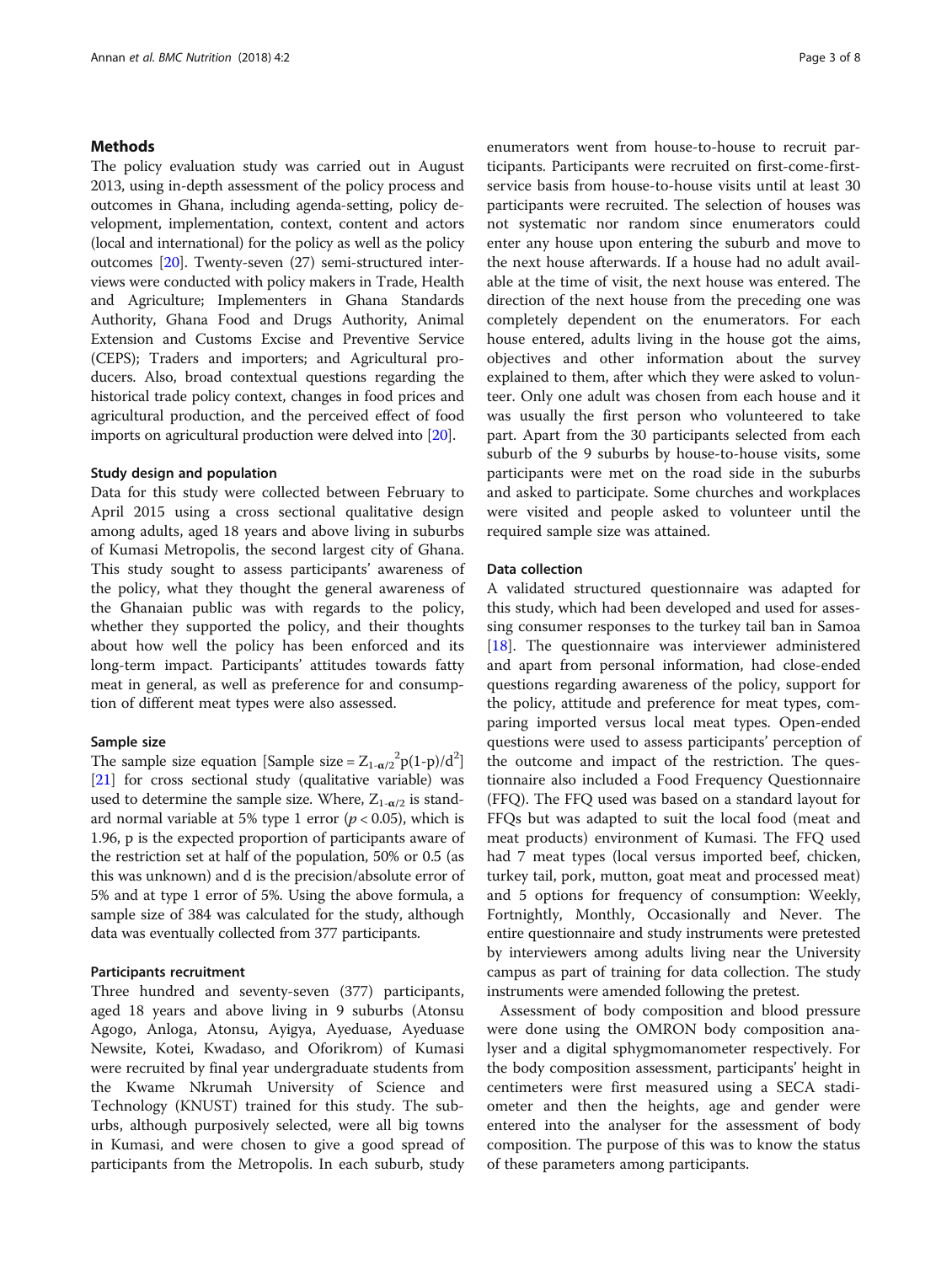## Methods

The policy evaluation study was carried out in August 2013, using in-depth assessment of the policy process and outcomes in Ghana, including agenda-setting, policy development, implementation, context, content and actors (local and international) for the policy as well as the policy outcomes [20]. Twenty-seven (27) semi-structured interviews were conducted with policy makers in Trade, Health and Agriculture; Implementers in Ghana Standards Authority, Ghana Food and Drugs Authority, Animal Extension and Customs Excise and Preventive Service (CEPS); Traders and importers; and Agricultural producers. Also, broad contextual questions regarding the historical trade policy context, changes in food prices and agricultural production, and the perceived effect of food imports on agricultural production were delved into [20].

### Study design and population

Data for this study were collected between February to April 2015 using a cross sectional qualitative design among adults, aged 18 years and above living in suburbs of Kumasi Metropolis, the second largest city of Ghana. This study sought to assess participants' awareness of the policy, what they thought the general awareness of the Ghanaian public was with regards to the policy, whether they supported the policy, and their thoughts about how well the policy has been enforced and its long-term impact. Participants' attitudes towards fatty meat in general, as well as preference for and consumption of different meat types were also assessed.

### Sample size

The sample size equation [Sample size = $Z_{1-\alpha/2}^{2}p(1-p)/d^{2}$] [21] for cross sectional study (qualitative variable) was used to determine the sample size. Where, $Z_{1-\alpha/2}$ is standard normal variable at 5% type 1 error ($p < 0.05$), which is 1.96, p is the expected proportion of participants aware of the restriction set at half of the population, 50% or 0.5 (as this was unknown) and d is the precision/absolute error of 5% and at type 1 error of 5%. Using the above formula, a sample size of 384 was calculated for the study, although data was eventually collected from 377 participants.

### Participants recruitment

Three hundred and seventy-seven (377) participants, aged 18 years and above living in 9 suburbs (Atonsu Agogo, Anloga, Atonsu, Ayigya, Ayeduase, Ayeduase Newsite, Kotei, Kwadaso, and Oforikrom) of Kumasi were recruited by final year undergraduate students from the Kwame Nkrumah University of Science and Technology (KNUST) trained for this study. The suburbs, although purposively selected, were all big towns in Kumasi, and were chosen to give a good spread of participants from the Metropolis. In each suburb, study enumerators went from house-to-house to recruit participants. Participants were recruited on first-come-first-service basis from house-to-house visits until at least 30 participants were recruited. The selection of houses was not systematic nor random since enumerators could enter any house upon entering the suburb and move to the next house afterwards. If a house had no adult available at the time of visit, the next house was entered. The direction of the next house from the preceding one was completely dependent on the enumerators. For each house entered, adults living in the house got the aims, objectives and other information about the survey explained to them, after which they were asked to volunteer. Only one adult was chosen from each house and it was usually the first person who volunteered to take part. Apart from the 30 participants selected from each suburb of the 9 suburbs by house-to-house visits, some participants were met on the road side in the suburbs and asked to participate. Some churches and workplaces were visited and people asked to volunteer until the required sample size was attained.

### Data collection

A validated structured questionnaire was adapted for this study, which had been developed and used for assessing consumer responses to the turkey tail ban in Samoa [18]. The questionnaire was interviewer administered and apart from personal information, had close-ended questions regarding awareness of the policy, support for the policy, attitude and preference for meat types, comparing imported versus local meat types. Open-ended questions were used to assess participants' perception of the outcome and impact of the restriction. The questionnaire also included a Food Frequency Questionnaire (FFQ). The FFQ used was based on a standard layout for FFQs but was adapted to suit the local food (meat and meat products) environment of Kumasi. The FFQ used had 7 meat types (local versus imported beef, chicken, turkey tail, pork, mutton, goat meat and processed meat) and 5 options for frequency of consumption: Weekly, Fortnightly, Monthly, Occasionally and Never. The entire questionnaire and study instruments were pretested by interviewers among adults living near the University campus as part of training for data collection. The study instruments were amended following the pretest.

Assessment of body composition and blood pressure were done using the OMRON body composition analyser and a digital sphygmomanometer respectively. For the body composition assessment, participants' height in centimeters were first measured using a SECA stadiometer and then the heights, age and gender were entered into the analyser for the assessment of body composition. The purpose of this was to know the status of these parameters among participants.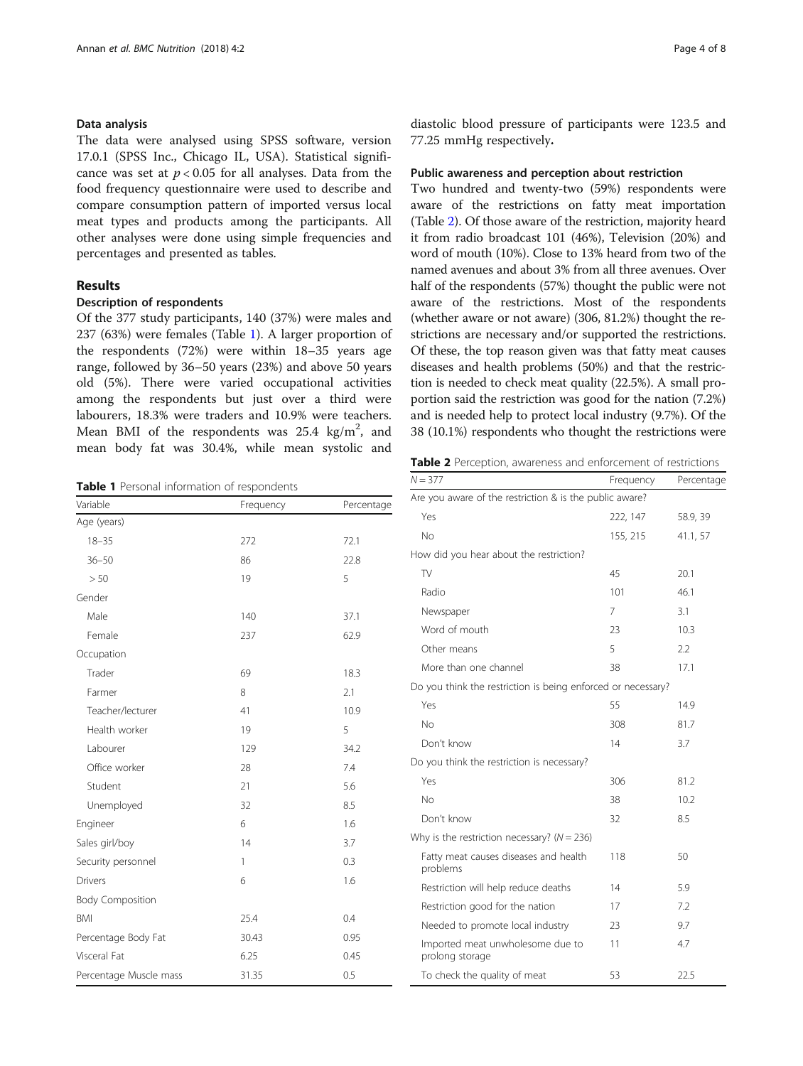### Data analysis

The data were analysed using SPSS software, version 17.0.1 (SPSS Inc., Chicago IL, USA). Statistical significance was set at $p < 0.05$ for all analyses. Data from the food frequency questionnaire were used to describe and compare consumption pattern of imported versus local meat types and products among the participants. All other analyses were done using simple frequencies and percentages and presented as tables.

## Results

### Description of respondents

Of the 377 study participants, 140 (37%) were males and 237 (63%) were females (Table 1). A larger proportion of the respondents (72%) were within 18–35 years age range, followed by 36–50 years (23%) and above 50 years old (5%). There were varied occupational activities among the respondents but just over a third were labourers, 18.3% were traders and 10.9% were teachers. Mean BMI of the respondents was 25.4 kg/m$^2$, and mean body fat was 30.4%, while mean systolic and diastolic blood pressure of participants were 123.5 and 77.25 mmHg respectively.

**Table 1** Personal information of respondents

| Variable | Frequency | Percentage |
|---|---|---|
| Age (years) | | |
| 18–35 | 272 | 72.1 |
| 36–50 | 86 | 22.8 |
| > 50 | 19 | 5 |
| Gender | | |
| Male | 140 | 37.1 |
| Female | 237 | 62.9 |
| Occupation | | |
| Trader | 69 | 18.3 |
| Farmer | 8 | 2.1 |
| Teacher/lecturer | 41 | 10.9 |
| Health worker | 19 | 5 |
| Labourer | 129 | 34.2 |
| Office worker | 28 | 7.4 |
| Student | 21 | 5.6 |
| Unemployed | 32 | 8.5 |
| Engineer | 6 | 1.6 |
| Sales girl/boy | 14 | 3.7 |
| Security personnel | 1 | 0.3 |
| Drivers | 6 | 1.6 |
| Body Composition | | |
| BMI | 25.4 | 0.4 |
| Percentage Body Fat | 30.43 | 0.95 |
| Visceral Fat | 6.25 | 0.45 |
| Percentage Muscle mass | 31.35 | 0.5 |

### Public awareness and perception about restriction

Two hundred and twenty-two (59%) respondents were aware of the restrictions on fatty meat importation (Table 2). Of those aware of the restriction, majority heard it from radio broadcast 101 (46%), Television (20%) and word of mouth (10%). Close to 13% heard from two of the named avenues and about 3% from all three avenues. Over half of the respondents (57%) thought the public were not aware of the restrictions. Most of the respondents (whether aware or not aware) (306, 81.2%) thought the restrictions are necessary and/or supported the restrictions. Of these, the top reason given was that fatty meat causes diseases and health problems (50%) and that the restriction is needed to check meat quality (22.5%). A small proportion said the restriction was good for the nation (7.2%) and is needed help to protect local industry (9.7%). Of the 38 (10.1%) respondents who thought the restrictions were

**Table 2** Perception, awareness and enforcement of restrictions

| $N = 377$ | Frequency | Percentage |
|---|---|---|
| Are you aware of the restriction & is the public aware? | | |
| Yes | 222, 147 | 58.9, 39 |
| No | 155, 215 | 41.1, 57 |
| How did you hear about the restriction? | | |
| TV | 45 | 20.1 |
| Radio | 101 | 46.1 |
| Newspaper | 7 | 3.1 |
| Word of mouth | 23 | 10.3 |
| Other means | 5 | 2.2 |
| More than one channel | 38 | 17.1 |
| Do you think the restriction is being enforced or necessary? | | |
| Yes | 55 | 14.9 |
| No | 308 | 81.7 |
| Don't know | 14 | 3.7 |
| Do you think the restriction is necessary? | | |
| Yes | 306 | 81.2 |
| No | 38 | 10.2 |
| Don't know | 32 | 8.5 |
| Why is the restriction necessary? ($N = 236$) | | |
| Fatty meat causes diseases and health problems | 118 | 50 |
| Restriction will help reduce deaths | 14 | 5.9 |
| Restriction good for the nation | 17 | 7.2 |
| Needed to promote local industry | 23 | 9.7 |
| Imported meat unwholesome due to prolong storage | 11 | 4.7 |
| To check the quality of meat | 53 | 22.5 |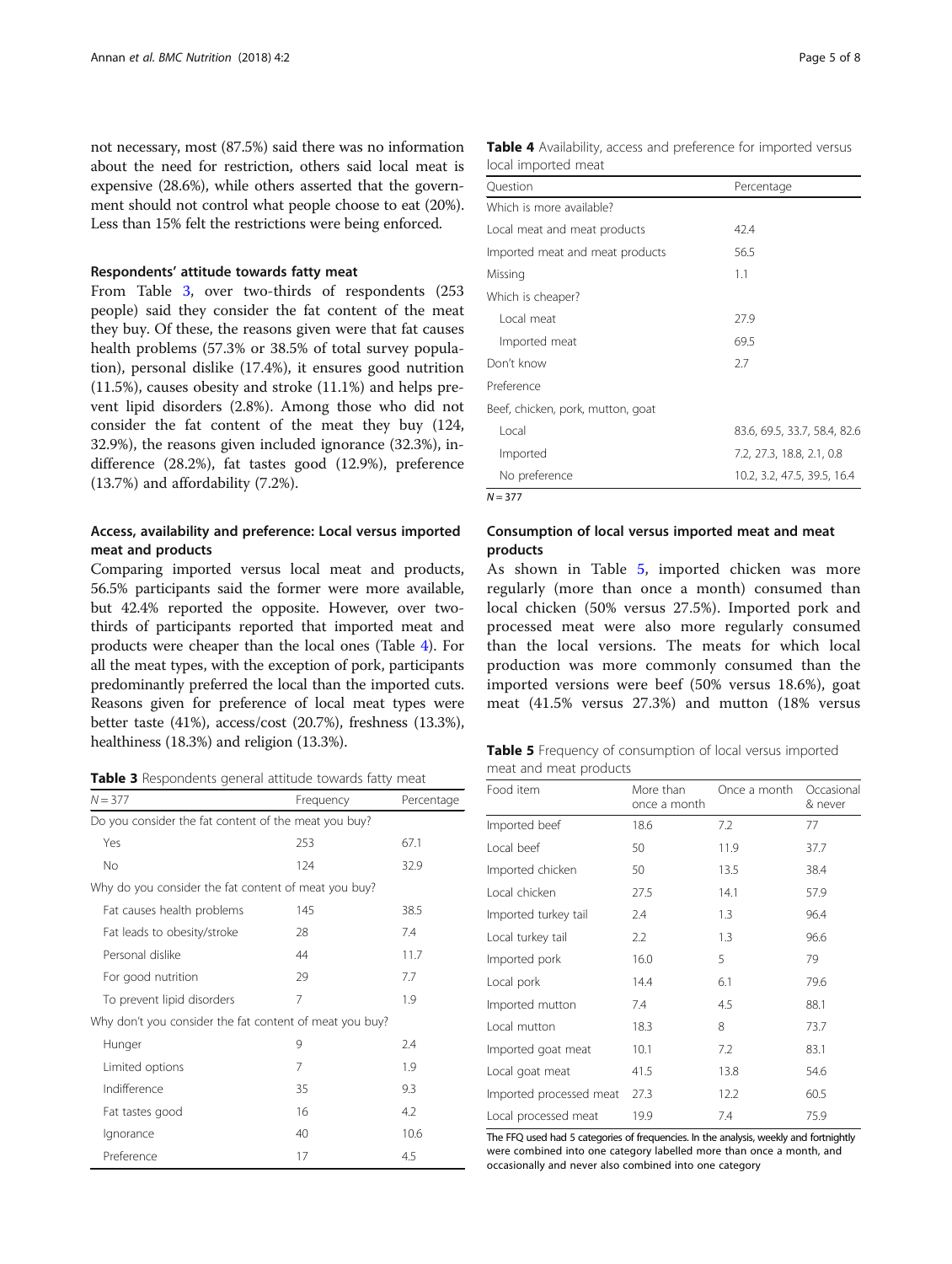not necessary, most (87.5%) said there was no information about the need for restriction, others said local meat is expensive (28.6%), while others asserted that the government should not control what people choose to eat (20%). Less than 15% felt the restrictions were being enforced.

### Respondents' attitude towards fatty meat

From Table 3, over two-thirds of respondents (253 people) said they consider the fat content of the meat they buy. Of these, the reasons given were that fat causes health problems (57.3% or 38.5% of total survey population), personal dislike (17.4%), it ensures good nutrition (11.5%), causes obesity and stroke (11.1%) and helps prevent lipid disorders (2.8%). Among those who did not consider the fat content of the meat they buy (124, 32.9%), the reasons given included ignorance (32.3%), indifference (28.2%), fat tastes good (12.9%), preference (13.7%) and affordability (7.2%).

## Access, availability and preference: Local versus imported meat and products

Comparing imported versus local meat and products, 56.5% participants said the former were more available, but 42.4% reported the opposite. However, over two-thirds of participants reported that imported meat and products were cheaper than the local ones (Table 4). For all the meat types, with the exception of pork, participants predominantly preferred the local than the imported cuts. Reasons given for preference of local meat types were better taste (41%), access/cost (20.7%), freshness (13.3%), healthiness (18.3%) and religion (13.3%).

**Table 3** Respondents general attitude towards fatty meat

| N = 377 | Frequency | Percentage |
|---|---|---|
| Do you consider the fat content of the meat you buy? | | |
| Yes | 253 | 67.1 |
| No | 124 | 32.9 |
| Why do you consider the fat content of meat you buy? | | |
| Fat causes health problems | 145 | 38.5 |
| Fat leads to obesity/stroke | 28 | 7.4 |
| Personal dislike | 44 | 11.7 |
| For good nutrition | 29 | 7.7 |
| To prevent lipid disorders | 7 | 1.9 |
| Why don't you consider the fat content of meat you buy? | | |
| Hunger | 9 | 2.4 |
| Limited options | 7 | 1.9 |
| Indifference | 35 | 9.3 |
| Fat tastes good | 16 | 4.2 |
| Ignorance | 40 | 10.6 |
| Preference | 17 | 4.5 |

**Table 4** Availability, access and preference for imported versus local imported meat

| Question | Percentage |
|---|---|
| Which is more available? | |
| Local meat and meat products | 42.4 |
| Imported meat and meat products | 56.5 |
| Missing | 1.1 |
| Which is cheaper? | |
| Local meat | 27.9 |
| Imported meat | 69.5 |
| Don't know | 2.7 |
| Preference | |
| Beef, chicken, pork, mutton, goat | |
| Local | 83.6, 69.5, 33.7, 58.4, 82.6 |
| Imported | 7.2, 27.3, 18.8, 2.1, 0.8 |
| No preference | 10.2, 3.2, 47.5, 39.5, 16.4 |

N = 377

## Consumption of local versus imported meat and meat products

As shown in Table 5, imported chicken was more regularly (more than once a month) consumed than local chicken (50% versus 27.5%). Imported pork and processed meat were also more regularly consumed than the local versions. The meats for which local production was more commonly consumed than the imported versions were beef (50% versus 18.6%), goat meat (41.5% versus 27.3%) and mutton (18% versus

**Table 5** Frequency of consumption of local versus imported meat and meat products

| Food item | More than once a month | Once a month | Occasional & never |
|---|---|---|---|
| Imported beef | 18.6 | 7.2 | 77 |
| Local beef | 50 | 11.9 | 37.7 |
| Imported chicken | 50 | 13.5 | 38.4 |
| Local chicken | 27.5 | 14.1 | 57.9 |
| Imported turkey tail | 2.4 | 1.3 | 96.4 |
| Local turkey tail | 2.2 | 1.3 | 96.6 |
| Imported pork | 16.0 | 5 | 79 |
| Local pork | 14.4 | 6.1 | 79.6 |
| Imported mutton | 7.4 | 4.5 | 88.1 |
| Local mutton | 18.3 | 8 | 73.7 |
| Imported goat meat | 10.1 | 7.2 | 83.1 |
| Local goat meat | 41.5 | 13.8 | 54.6 |
| Imported processed meat | 27.3 | 12.2 | 60.5 |
| Local processed meat | 19.9 | 7.4 | 75.9 |

The FFQ used had 5 categories of frequencies. In the analysis, weekly and fortnightly were combined into one category labelled more than once a month, and occasionally and never also combined into one category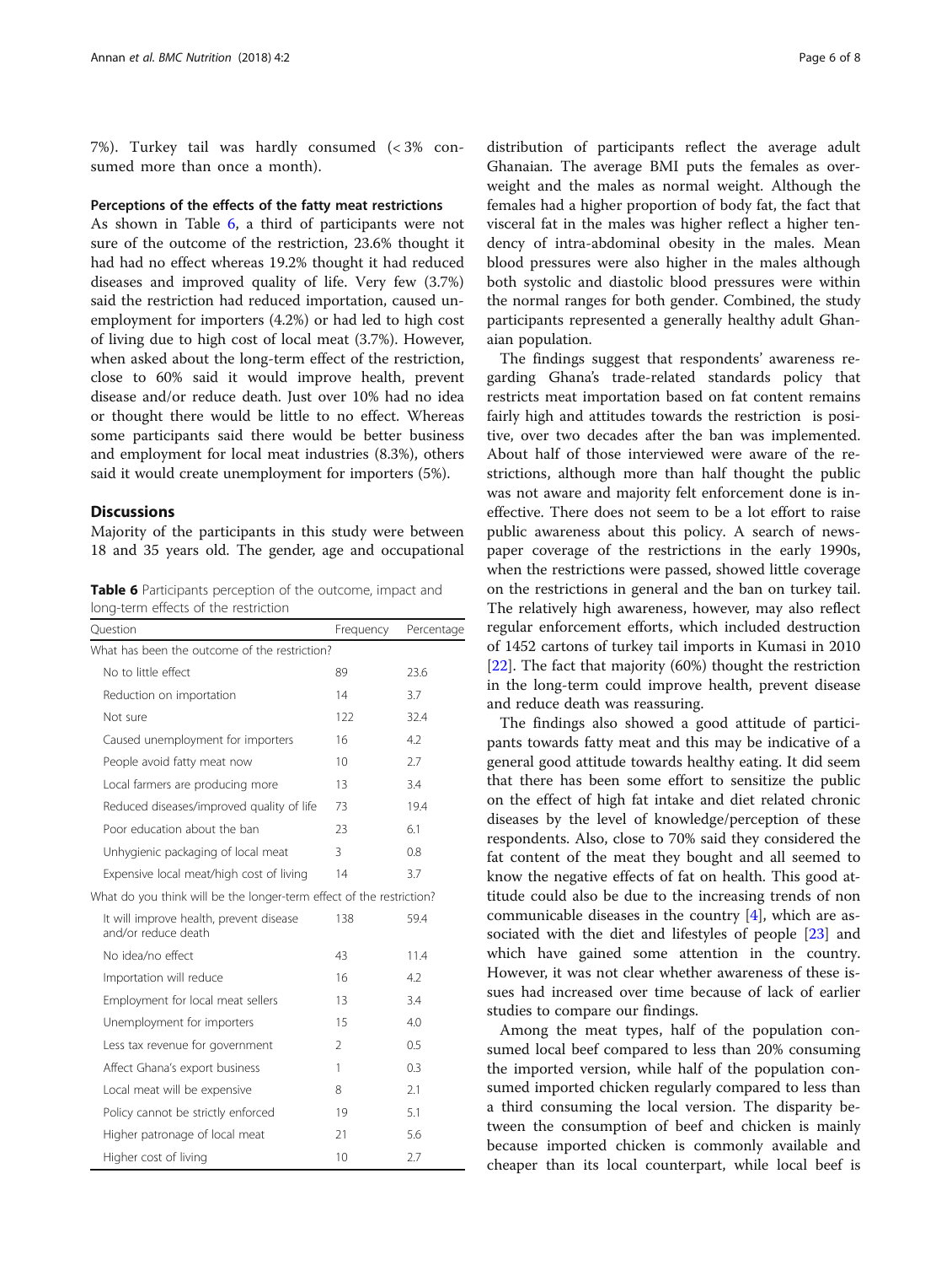7%). Turkey tail was hardly consumed (< 3% consumed more than once a month).

### Perceptions of the effects of the fatty meat restrictions

As shown in Table 6, a third of participants were not sure of the outcome of the restriction, 23.6% thought it had had no effect whereas 19.2% thought it had reduced diseases and improved quality of life. Very few (3.7%) said the restriction had reduced importation, caused unemployment for importers (4.2%) or had led to high cost of living due to high cost of local meat (3.7%). However, when asked about the long-term effect of the restriction, close to 60% said it would improve health, prevent disease and/or reduce death. Just over 10% had no idea or thought there would be little to no effect. Whereas some participants said there would be better business and employment for local meat industries (8.3%), others said it would create unemployment for importers (5%).

## Discussions

Majority of the participants in this study were between 18 and 35 years old. The gender, age and occupational distribution of participants reflect the average adult Ghanaian. The average BMI puts the females as overweight and the males as normal weight. Although the females had a higher proportion of body fat, the fact that visceral fat in the males was higher reflect a higher tendency of intra-abdominal obesity in the males. Mean blood pressures were also higher in the males although both systolic and diastolic blood pressures were within the normal ranges for both gender. Combined, the study participants represented a generally healthy adult Ghanaian population.

**Table 6** Participants perception of the outcome, impact and long-term effects of the restriction

| Question | Frequency | Percentage |
|---|---|---|
| What has been the outcome of the restriction? | | |
| No to little effect | 89 | 23.6 |
| Reduction on importation | 14 | 3.7 |
| Not sure | 122 | 32.4 |
| Caused unemployment for importers | 16 | 4.2 |
| People avoid fatty meat now | 10 | 2.7 |
| Local farmers are producing more | 13 | 3.4 |
| Reduced diseases/improved quality of life | 73 | 19.4 |
| Poor education about the ban | 23 | 6.1 |
| Unhygienic packaging of local meat | 3 | 0.8 |
| Expensive local meat/high cost of living | 14 | 3.7 |
| What do you think will be the longer-term effect of the restriction? | | |
| It will improve health, prevent disease and/or reduce death | 138 | 59.4 |
| No idea/no effect | 43 | 11.4 |
| Importation will reduce | 16 | 4.2 |
| Employment for local meat sellers | 13 | 3.4 |
| Unemployment for importers | 15 | 4.0 |
| Less tax revenue for government | 2 | 0.5 |
| Affect Ghana's export business | 1 | 0.3 |
| Local meat will be expensive | 8 | 2.1 |
| Policy cannot be strictly enforced | 19 | 5.1 |
| Higher patronage of local meat | 21 | 5.6 |
| Higher cost of living | 10 | 2.7 |

The findings suggest that respondents' awareness regarding Ghana's trade-related standards policy that restricts meat importation based on fat content remains fairly high and attitudes towards the restriction is positive, over two decades after the ban was implemented. About half of those interviewed were aware of the restrictions, although more than half thought the public was not aware and majority felt enforcement done is ineffective. There does not seem to be a lot effort to raise public awareness about this policy. A search of newspaper coverage of the restrictions in the early 1990s, when the restrictions were passed, showed little coverage on the restrictions in general and the ban on turkey tail. The relatively high awareness, however, may also reflect regular enforcement efforts, which included destruction of 1452 cartons of turkey tail imports in Kumasi in 2010 [22]. The fact that majority (60%) thought the restriction in the long-term could improve health, prevent disease and reduce death was reassuring.

The findings also showed a good attitude of participants towards fatty meat and this may be indicative of a general good attitude towards healthy eating. It did seem that there has been some effort to sensitize the public on the effect of high fat intake and diet related chronic diseases by the level of knowledge/perception of these respondents. Also, close to 70% said they considered the fat content of the meat they bought and all seemed to know the negative effects of fat on health. This good attitude could also be due to the increasing trends of non communicable diseases in the country [4], which are associated with the diet and lifestyles of people [23] and which have gained some attention in the country. However, it was not clear whether awareness of these issues had increased over time because of lack of earlier studies to compare our findings.

Among the meat types, half of the population consumed local beef compared to less than 20% consuming the imported version, while half of the population consumed imported chicken regularly compared to less than a third consuming the local version. The disparity between the consumption of beef and chicken is mainly because imported chicken is commonly available and cheaper than its local counterpart, while local beef is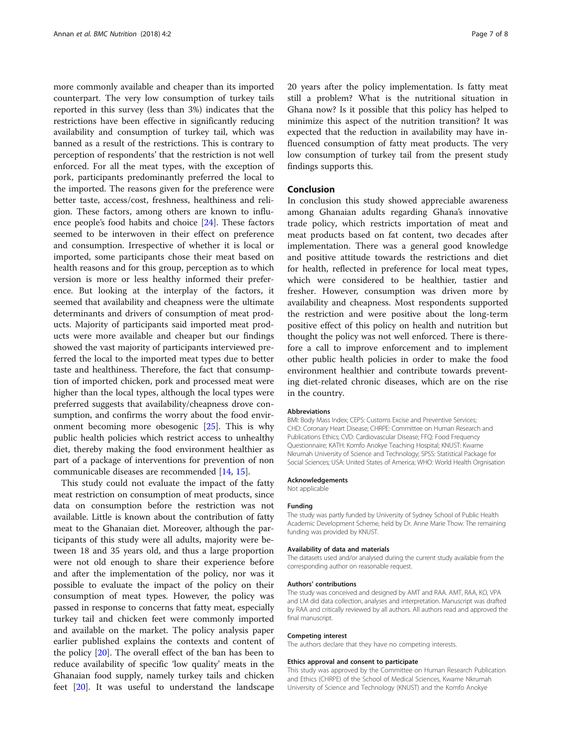more commonly available and cheaper than its imported counterpart. The very low consumption of turkey tails reported in this survey (less than 3%) indicates that the restrictions have been effective in significantly reducing availability and consumption of turkey tail, which was banned as a result of the restrictions. This is contrary to perception of respondents' that the restriction is not well enforced. For all the meat types, with the exception of pork, participants predominantly preferred the local to the imported. The reasons given for the preference were better taste, access/cost, freshness, healthiness and religion. These factors, among others are known to influence people's food habits and choice [24]. These factors seemed to be interwoven in their effect on preference and consumption. Irrespective of whether it is local or imported, some participants chose their meat based on health reasons and for this group, perception as to which version is more or less healthy informed their preference. But looking at the interplay of the factors, it seemed that availability and cheapness were the ultimate determinants and drivers of consumption of meat products. Majority of participants said imported meat products were more available and cheaper but our findings showed the vast majority of participants interviewed preferred the local to the imported meat types due to better taste and healthiness. Therefore, the fact that consumption of imported chicken, pork and processed meat were higher than the local types, although the local types were preferred suggests that availability/cheapness drove consumption, and confirms the worry about the food environment becoming more obesogenic [25]. This is why public health policies which restrict access to unhealthy diet, thereby making the food environment healthier as part of a package of interventions for prevention of non communicable diseases are recommended [14, 15].

This study could not evaluate the impact of the fatty meat restriction on consumption of meat products, since data on consumption before the restriction was not available. Little is known about the contribution of fatty meat to the Ghanaian diet. Moreover, although the participants of this study were all adults, majority were between 18 and 35 years old, and thus a large proportion were not old enough to share their experience before and after the implementation of the policy, nor was it possible to evaluate the impact of the policy on their consumption of meat types. However, the policy was passed in response to concerns that fatty meat, especially turkey tail and chicken feet were commonly imported and available on the market. The policy analysis paper earlier published explains the contexts and content of the policy [20]. The overall effect of the ban has been to reduce availability of specific 'low quality' meats in the Ghanaian food supply, namely turkey tails and chicken feet [20]. It was useful to understand the landscape 20 years after the policy implementation. Is fatty meat still a problem? What is the nutritional situation in Ghana now? Is it possible that this policy has helped to minimize this aspect of the nutrition transition? It was expected that the reduction in availability may have influenced consumption of fatty meat products. The very low consumption of turkey tail from the present study findings supports this.

## Conclusion

In conclusion this study showed appreciable awareness among Ghanaian adults regarding Ghana's innovative trade policy, which restricts importation of meat and meat products based on fat content, two decades after implementation. There was a general good knowledge and positive attitude towards the restrictions and diet for health, reflected in preference for local meat types, which were considered to be healthier, tastier and fresher. However, consumption was driven more by availability and cheapness. Most respondents supported the restriction and were positive about the long-term positive effect of this policy on health and nutrition but thought the policy was not well enforced. There is therefore a call to improve enforcement and to implement other public health policies in order to make the food environment healthier and contribute towards preventing diet-related chronic diseases, which are on the rise in the country.

#### Abbreviations

BMI: Body Mass Index; CEPS: Customs Excise and Preventive Services; CHD: Coronary Heart Disease; CHRPE: Committee on Human Research and Publications Ethics; CVD: Cardiovascular Disease; FFQ: Food Frequency Questionnaire; KATH: Komfo Anokye Teaching Hospital; KNUST: Kwame Nkrumah University of Science and Technology; SPSS: Statistical Package for Social Sciences; USA: United States of America; WHO: World Health Orgnisation

#### Acknowledgements

Not applicable

#### Funding

The study was partly funded by University of Sydney School of Public Health Academic Development Scheme, held by Dr. Anne Marie Thow. The remaining funding was provided by KNUST.

#### Availability of data and materials

The datasets used and/or analysed during the current study available from the corresponding author on reasonable request.

#### Authors' contributions

The study was conceived and designed by AMT and RAA. AMT, RAA, KO, VPA and LM did data collection, analyses and interpretation. Manuscript was drafted by RAA and critically reviewed by all authors. All authors read and approved the final manuscript.

#### Competing interest

The authors declare that they have no competing interests.

#### Ethics approval and consent to participate

This study was approved by the Committee on Human Research Publication and Ethics (CHRPE) of the School of Medical Sciences, Kwame Nkrumah University of Science and Technology (KNUST) and the Komfo Anokye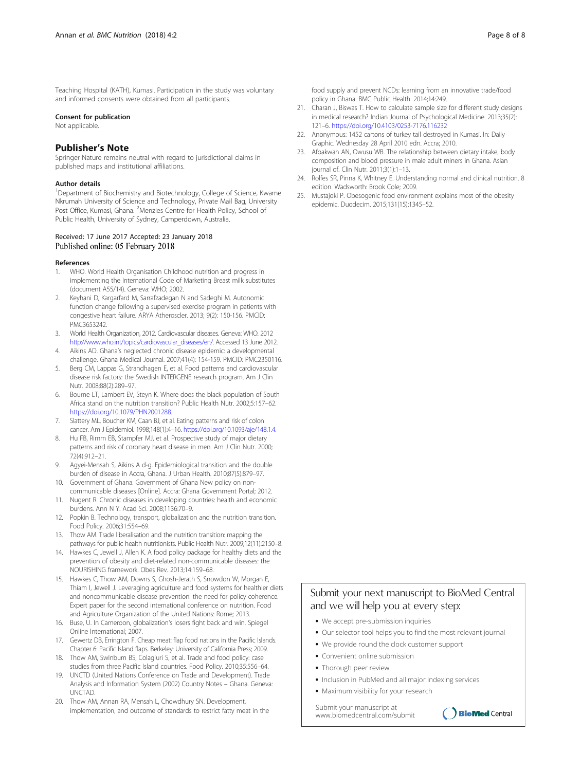Teaching Hospital (KATH), Kumasi. Participation in the study was voluntary and informed consents were obtained from all participants.

#### Consent for publication
Not applicable.

### Publisher's Note
Springer Nature remains neutral with regard to jurisdictional claims in published maps and institutional affiliations.

#### Author details
[1]Department of Biochemistry and Biotechnology, College of Science, Kwame Nkrumah University of Science and Technology, Private Mail Bag, University Post Office, Kumasi, Ghana. [2]Menzies Centre for Health Policy, School of Public Health, University of Sydney, Camperdown, Australia.

Received: 17 June 2017 Accepted: 23 January 2018
Published online: 05 February 2018

#### References
1. WHO. World Health Organisation Childhood nutrition and progress in implementing the International Code of Marketing Breast milk substitutes (document A55/14). Geneva: WHO; 2002.
2. Keyhani D, Kargarfard M, Sarrafzadegan N and Sadeghi M. Autonomic function change following a supervised exercise program in patients with congestive heart failure. ARYA Atheroscler. 2013; 9(2): 150-156. PMCID: PMC3653242.
3. World Health Organization, 2012. Cardiovascular diseases. Geneva: WHO. 2012 http://www.who.int/topics/cardiovascular_diseases/en/. Accessed 13 June 2012.
4. Aikins AD. Ghana's neglected chronic disease epidemic: a developmental challenge. Ghana Medical Journal. 2007;41(4): 154-159. PMCID: PMC2350116.
5. Berg CM, Lappas G, Strandhagen E, et al. Food patterns and cardiovascular disease risk factors: the Swedish INTERGENE research program. Am J Clin Nutr. 2008;88(2):289–97.
6. Bourne LT, Lambert EV, Steyn K. Where does the black population of South Africa stand on the nutrition transition? Public Health Nutr. 2002;5:157–62. https://doi.org/10.1079/PHN2001288.
7. Slattery ML, Boucher KM, Caan BJ, et al. Eating patterns and risk of colon cancer. Am J Epidemiol. 1998;148(1):4–16. https://doi.org/10.1093/aje/148.1.4.
8. Hu FB, Rimm EB, Stampfer MJ, et al. Prospective study of major dietary patterns and risk of coronary heart disease in men. Am J Clin Nutr. 2000; 72(4):912–21.
9. Agyei-Mensah S, Aikins A d-g. Epidemiological transition and the double burden of disease in Accra, Ghana. J Urban Health. 2010;87(5):879–97.
10. Government of Ghana. Government of Ghana New policy on non-communicable diseases [Online]. Accra: Ghana Government Portal; 2012.
11. Nugent R. Chronic diseases in developing countries: health and economic burdens. Ann N Y. Acad Sci. 2008;1136:70–9.
12. Popkin B. Technology, transport, globalization and the nutrition transition. Food Policy. 2006;31:554–69.
13. Thow AM. Trade liberalisation and the nutrition transition: mapping the pathways for public health nutritionists. Public Health Nutr. 2009;12(11):2150–8.
14. Hawkes C, Jewell J, Allen K. A food policy package for healthy diets and the prevention of obesity and diet-related non-communicable diseases: the NOURISHING framework. Obes Rev. 2013;14:159–68.
15. Hawkes C, Thow AM, Downs S, Ghosh-Jerath S, Snowdon W, Morgan E, Thiam I, Jewell J. Leveraging agriculture and food systems for healthier diets and noncommunicable disease prevention: the need for policy coherence. Expert paper for the second international conference on nutrition. Food and Agriculture Organization of the United Nations: Rome; 2013.
16. Buse, U. In Cameroon, globalization's losers fight back and win. Spiegel Online International; 2007.
17. Gewertz DB, Errington F. Cheap meat: flap food nations in the Pacific Islands. Chapter 6: Pacific Island flaps. Berkeley: University of California Press; 2009.
18. Thow AM, Swinburn BS, Colagiuri S, et al. Trade and food policy: case studies from three Pacific Island countries. Food Policy. 2010;35:556–64.
19. UNCTD (United Nations Conference on Trade and Development). Trade Analysis and Information System (2002) Country Notes – Ghana. Geneva: UNCTAD.
20. Thow AM, Annan RA, Mensah L, Chowdhury SN. Development, implementation, and outcome of standards to restrict fatty meat in the food supply and prevent NCDs: learning from an innovative trade/food policy in Ghana. BMC Public Health. 2014;14:249.
21. Charan J, Biswas T. How to calculate sample size for different study designs in medical research? Indian Journal of Psychological Medicine. 2013;35(2): 121–6. https://doi.org/10.4103/0253-7176.116232
22. Anonymous: 1452 cartons of turkey tail destroyed in Kumasi. In: Daily Graphic. Wednesday 28 April 2010 edn. Accra; 2010.
23. Afoakwah AN, Owusu WB. The relationship between dietary intake, body composition and blood pressure in male adult miners in Ghana. Asian journal of. Clin Nutr. 2011;3(1):1–13.
24. Rolfes SR, Pinna K, Whitney E. Understanding normal and clinical nutrition. 8 edition. Wadsworth: Brook Cole; 2009.
25. Mustajoki P. Obesogenic food environment explains most of the obesity epidemic. Duodecim. 2015;131(15):1345–52.